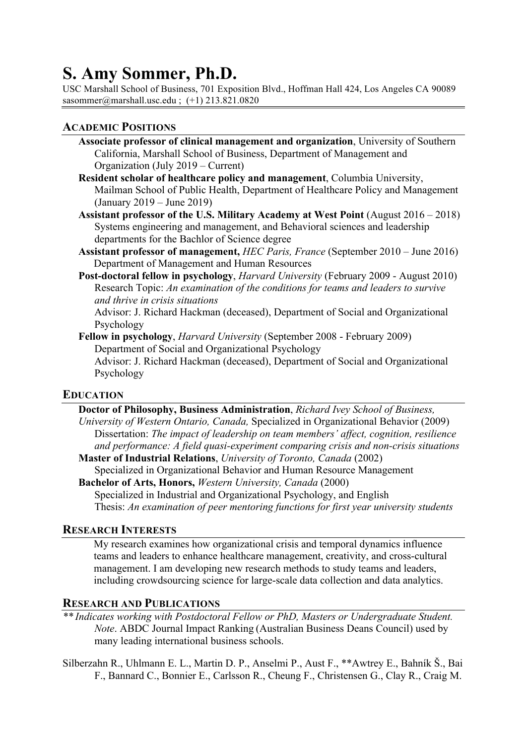# S. Amy Sommer, Ph.D.

USC Marshall School of Business, 701 Exposition Blvd., Hoffman Hall 424, Los Angeles CA 90089
sasommer@marshall.usc.edu ; (+1) 213.821.0820

## Academic Positions

**Associate professor of clinical management and organization**, University of Southern California, Marshall School of Business, Department of Management and Organization (July 2019 – Current)

**Resident scholar of healthcare policy and management**, Columbia University, Mailman School of Public Health, Department of Healthcare Policy and Management (January 2019 – June 2019)

**Assistant professor of the U.S. Military Academy at West Point** (August 2016 – 2018)
Systems engineering and management, and Behavioral sciences and leadership departments for the Bachlor of Science degree

**Assistant professor of management,** *HEC Paris, France* (September 2010 – June 2016)
Department of Management and Human Resources

**Post-doctoral fellow in psychology**, *Harvard University* (February 2009 - August 2010)
Research Topic: *An examination of the conditions for teams and leaders to survive and thrive in crisis situations*
Advisor: J. Richard Hackman (deceased), Department of Social and Organizational Psychology

**Fellow in psychology**, *Harvard University* (September 2008 - February 2009)
Department of Social and Organizational Psychology
Advisor: J. Richard Hackman (deceased), Department of Social and Organizational Psychology

## Education

**Doctor of Philosophy, Business Administration**, *Richard Ivey School of Business, University of Western Ontario, Canada,* Specialized in Organizational Behavior (2009)
Dissertation: *The impact of leadership on team members' affect, cognition, resilience and performance: A field quasi-experiment comparing crisis and non-crisis situations*

**Master of Industrial Relations**, *University of Toronto, Canada* (2002)
Specialized in Organizational Behavior and Human Resource Management

**Bachelor of Arts, Honors,** *Western University, Canada* (2000)
Specialized in Industrial and Organizational Psychology, and English
Thesis: *An examination of peer mentoring functions for first year university students*

## Research Interests

My research examines how organizational crisis and temporal dynamics influence teams and leaders to enhance healthcare management, creativity, and cross-cultural management. I am developing new research methods to study teams and leaders, including crowdsourcing science for large-scale data collection and data analytics.

## Research and Publications

*\*\* Indicates working with Postdoctoral Fellow or PhD, Masters or Undergraduate Student. Note*. ABDC Journal Impact Ranking (Australian Business Deans Council) used by many leading international business schools.

Silberzahn R., Uhlmann E. L., Martin D. P., Anselmi P., Aust F., **Awtrey E., Bahník Š., Bai F., Bannard C., Bonnier E., Carlsson R., Cheung F., Christensen G., Clay R., Craig M.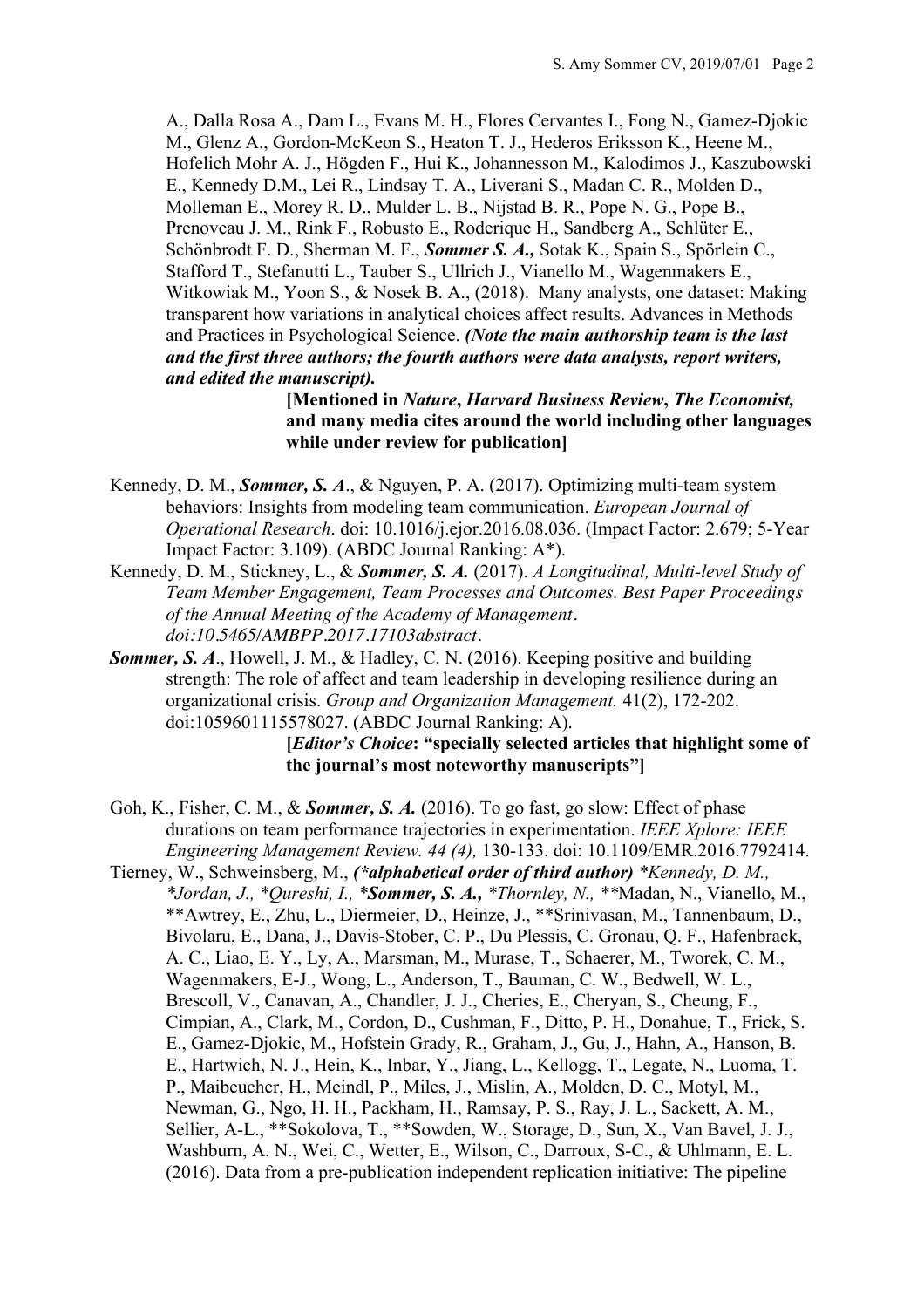A., Dalla Rosa A., Dam L., Evans M. H., Flores Cervantes I., Fong N., Gamez-Djokic M., Glenz A., Gordon-McKeon S., Heaton T. J., Hederos Eriksson K., Heene M., Hofelich Mohr A. J., Högden F., Hui K., Johannesson M., Kalodimos J., Kaszubowski E., Kennedy D.M., Lei R., Lindsay T. A., Liverani S., Madan C. R., Molden D., Molleman E., Morey R. D., Mulder L. B., Nijstad B. R., Pope N. G., Pope B., Prenoveau J. M., Rink F., Robusto E., Roderique H., Sandberg A., Schlüter E., Schönbrodt F. D., Sherman M. F., ***Sommer S. A.,*** Sotak K., Spain S., Spörlein C., Stafford T., Stefanutti L., Tauber S., Ullrich J., Vianello M., Wagenmakers E., Witkowiak M., Yoon S., & Nosek B. A., (2018). Many analysts, one dataset: Making transparent how variations in analytical choices affect results. Advances in Methods and Practices in Psychological Science. ***(Note the main authorship team is the last and the first three authors; the fourth authors were data analysts, report writers, and edited the manuscript).***

**[Mentioned in *Nature*, *Harvard Business Review*, *The Economist,* and many media cites around the world including other languages while under review for publication]**

Kennedy, D. M., ***Sommer, S. A***., & Nguyen, P. A. (2017). Optimizing multi-team system behaviors: Insights from modeling team communication. *European Journal of Operational Research*. doi: 10.1016/j.ejor.2016.08.036. (Impact Factor: 2.679; 5-Year Impact Factor: 3.109). (ABDC Journal Ranking: A*).

Kennedy, D. M., Stickney, L., & ***Sommer, S. A.*** (2017). *A Longitudinal, Multi-level Study of Team Member Engagement, Team Processes and Outcomes. Best Paper Proceedings of the Annual Meeting of the Academy of Management*. *doi:10.5465/AMBPP.2017.17103abstract*.

***Sommer, S. A***., Howell, J. M., & Hadley, C. N. (2016). Keeping positive and building strength: The role of affect and team leadership in developing resilience during an organizational crisis. *Group and Organization Management.* 41(2), 172-202. doi:1059601115578027. (ABDC Journal Ranking: A).

**[*Editor's Choice*: "specially selected articles that highlight some of the journal's most noteworthy manuscripts"]**

Goh, K., Fisher, C. M., & ***Sommer, S. A.*** (2016). To go fast, go slow: Effect of phase durations on team performance trajectories in experimentation. *IEEE Xplore: IEEE Engineering Management Review. 44 (4),* 130-133. doi: 10.1109/EMR.2016.7792414.

Tierney, W., Schweinsberg, M., ***(\*alphabetical order of third author)*** *\*Kennedy, D. M., \*Jordan, J., \*Qureshi, I.,* ***\*Sommer, S. A.,*** *\*Thornley, N.,* \*\*Madan, N., Vianello, M., \*\*Awtrey, E., Zhu, L., Diermeier, D., Heinze, J., \*\*Srinivasan, M., Tannenbaum, D., Bivolaru, E., Dana, J., Davis-Stober, C. P., Du Plessis, C. Gronau, Q. F., Hafenbrack, A. C., Liao, E. Y., Ly, A., Marsman, M., Murase, T., Schaerer, M., Tworek, C. M., Wagenmakers, E-J., Wong, L., Anderson, T., Bauman, C. W., Bedwell, W. L., Brescoll, V., Canavan, A., Chandler, J. J., Cheries, E., Cheryan, S., Cheung, F., Cimpian, A., Clark, M., Cordon, D., Cushman, F., Ditto, P. H., Donahue, T., Frick, S. E., Gamez-Djokic, M., Hofstein Grady, R., Graham, J., Gu, J., Hahn, A., Hanson, B. E., Hartwich, N. J., Hein, K., Inbar, Y., Jiang, L., Kellogg, T., Legate, N., Luoma, T. P., Maibeucher, H., Meindl, P., Miles, J., Mislin, A., Molden, D. C., Motyl, M., Newman, G., Ngo, H. H., Packham, H., Ramsay, P. S., Ray, J. L., Sackett, A. M., Sellier, A-L., \*\*Sokolova, T., \*\*Sowden, W., Storage, D., Sun, X., Van Bavel, J. J., Washburn, A. N., Wei, C., Wetter, E., Wilson, C., Darroux, S-C., & Uhlmann, E. L. (2016). Data from a pre-publication independent replication initiative: The pipeline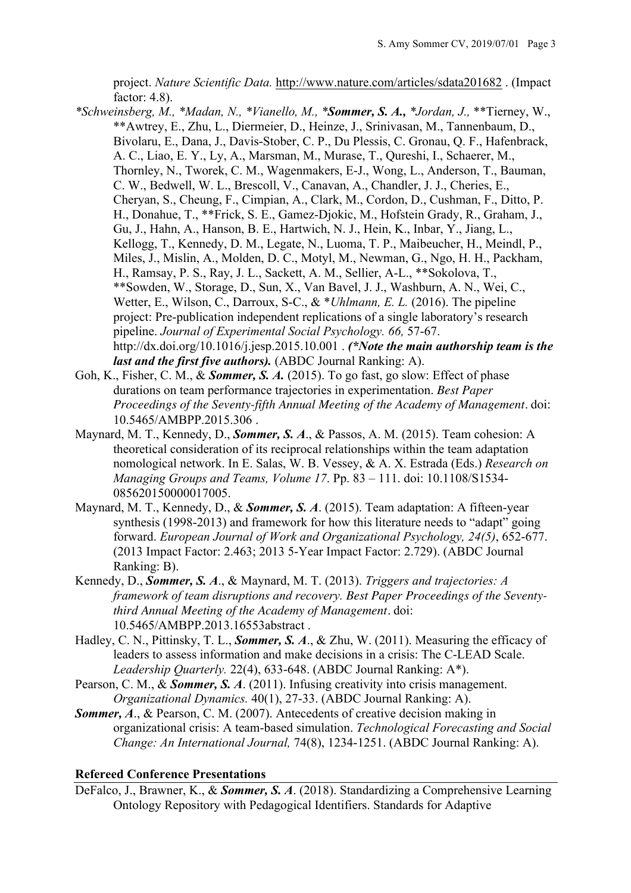project. *Nature Scientific Data.* http://www.nature.com/articles/sdata201682 . (Impact factor: 4.8).

*\*Schweinsberg, M., \*Madan, N., \*Vianello, M., **\*Sommer, S. A.,** \*Jordan, J.,* \*\*Tierney, W., \*\*Awtrey, E., Zhu, L., Diermeier, D., Heinze, J., Srinivasan, M., Tannenbaum, D., Bivolaru, E., Dana, J., Davis-Stober, C. P., Du Plessis, C. Gronau, Q. F., Hafenbrack, A. C., Liao, E. Y., Ly, A., Marsman, M., Murase, T., Qureshi, I., Schaerer, M., Thornley, N., Tworek, C. M., Wagenmakers, E-J., Wong, L., Anderson, T., Bauman, C. W., Bedwell, W. L., Brescoll, V., Canavan, A., Chandler, J. J., Cheries, E., Cheryan, S., Cheung, F., Cimpian, A., Clark, M., Cordon, D., Cushman, F., Ditto, P. H., Donahue, T., \*\*Frick, S. E., Gamez-Djokic, M., Hofstein Grady, R., Graham, J., Gu, J., Hahn, A., Hanson, B. E., Hartwich, N. J., Hein, K., Inbar, Y., Jiang, L., Kellogg, T., Kennedy, D. M., Legate, N., Luoma, T. P., Maibeucher, H., Meindl, P., Miles, J., Mislin, A., Molden, D. C., Motyl, M., Newman, G., Ngo, H. H., Packham, H., Ramsay, P. S., Ray, J. L., Sackett, A. M., Sellier, A-L., \*\*Sokolova, T., \*\*Sowden, W., Storage, D., Sun, X., Van Bavel, J. J., Washburn, A. N., Wei, C., Wetter, E., Wilson, C., Darroux, S-C., & \**Uhlmann, E. L.* (2016). The pipeline project: Pre-publication independent replications of a single laboratory's research pipeline. *Journal of Experimental Social Psychology. 66,* 57-67. http://dx.doi.org/10.1016/j.jesp.2015.10.001 . ***(\*Note the main authorship team is the last and the first five authors).*** (ABDC Journal Ranking: A).

Goh, K., Fisher, C. M., & ***Sommer, S. A.*** (2015). To go fast, go slow: Effect of phase durations on team performance trajectories in experimentation. *Best Paper Proceedings of the Seventy-fifth Annual Meeting of the Academy of Management*. doi: 10.5465/AMBPP.2015.306 .

Maynard, M. T., Kennedy, D., ***Sommer, S. A***., & Passos, A. M. (2015). Team cohesion: A theoretical consideration of its reciprocal relationships within the team adaptation nomological network. In E. Salas, W. B. Vessey, & A. X. Estrada (Eds.) *Research on Managing Groups and Teams, Volume 17*. Pp. 83 – 111. doi: 10.1108/S1534-085620150000017005.

Maynard, M. T., Kennedy, D., & ***Sommer, S. A***. (2015). Team adaptation: A fifteen-year synthesis (1998-2013) and framework for how this literature needs to "adapt" going forward. *European Journal of Work and Organizational Psychology, 24(5)*, 652-677. (2013 Impact Factor: 2.463; 2013 5-Year Impact Factor: 2.729). (ABDC Journal Ranking: B).

Kennedy, D., ***Sommer, S. A***., & Maynard, M. T. (2013). *Triggers and trajectories: A framework of team disruptions and recovery. Best Paper Proceedings of the Seventy-third Annual Meeting of the Academy of Management*. doi: 10.5465/AMBPP.2013.16553abstract .

Hadley, C. N., Pittinsky, T. L., ***Sommer, S. A***., & Zhu, W. (2011). Measuring the efficacy of leaders to assess information and make decisions in a crisis: The C-LEAD Scale. *Leadership Quarterly.* 22(4), 633-648. (ABDC Journal Ranking: A\*).

Pearson, C. M., & ***Sommer, S. A***. (2011). Infusing creativity into crisis management. *Organizational Dynamics.* 40(1), 27-33. (ABDC Journal Ranking: A).

***Sommer, A***., & Pearson, C. M. (2007). Antecedents of creative decision making in organizational crisis: A team-based simulation. *Technological Forecasting and Social Change: An International Journal,* 74(8), 1234-1251. (ABDC Journal Ranking: A).

## Refereed Conference Presentations

DeFalco, J., Brawner, K., & ***Sommer, S. A***. (2018). Standardizing a Comprehensive Learning Ontology Repository with Pedagogical Identifiers. Standards for Adaptive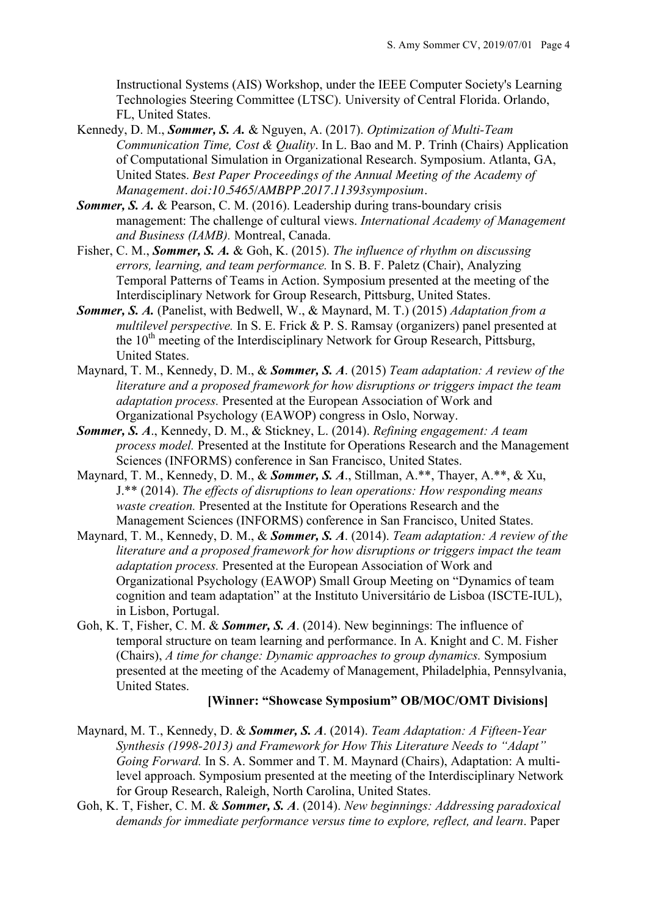Instructional Systems (AIS) Workshop, under the IEEE Computer Society's Learning Technologies Steering Committee (LTSC). University of Central Florida. Orlando, FL, United States.

Kennedy, D. M., ***Sommer, S. A.*** & Nguyen, A. (2017). *Optimization of Multi-Team Communication Time, Cost & Quality*. In L. Bao and M. P. Trinh (Chairs) Application of Computational Simulation in Organizational Research. Symposium. Atlanta, GA, United States. *Best Paper Proceedings of the Annual Meeting of the Academy of Management. doi:10.5465/AMBPP.2017.11393symposium.*

***Sommer, S. A.*** & Pearson, C. M. (2016). Leadership during trans-boundary crisis management: The challenge of cultural views. *International Academy of Management and Business (IAMB).* Montreal, Canada.

Fisher, C. M., ***Sommer, S. A.*** & Goh, K. (2015). *The influence of rhythm on discussing errors, learning, and team performance.* In S. B. F. Paletz (Chair), Analyzing Temporal Patterns of Teams in Action. Symposium presented at the meeting of the Interdisciplinary Network for Group Research, Pittsburg, United States.

***Sommer, S. A.*** (Panelist, with Bedwell, W., & Maynard, M. T.) (2015) *Adaptation from a multilevel perspective.* In S. E. Frick & P. S. Ramsay (organizers) panel presented at the 10th meeting of the Interdisciplinary Network for Group Research, Pittsburg, United States.

Maynard, T. M., Kennedy, D. M., & ***Sommer, S. A***. (2015) *Team adaptation: A review of the literature and a proposed framework for how disruptions or triggers impact the team adaptation process.* Presented at the European Association of Work and Organizational Psychology (EAWOP) congress in Oslo, Norway.

***Sommer, S. A***., Kennedy, D. M., & Stickney, L. (2014). *Refining engagement: A team process model.* Presented at the Institute for Operations Research and the Management Sciences (INFORMS) conference in San Francisco, United States.

Maynard, T. M., Kennedy, D. M., & ***Sommer, S. A***., Stillman, A.**, Thayer, A.**, & Xu, J.** (2014). *The effects of disruptions to lean operations: How responding means waste creation.* Presented at the Institute for Operations Research and the Management Sciences (INFORMS) conference in San Francisco, United States.

Maynard, T. M., Kennedy, D. M., & ***Sommer, S. A***. (2014). *Team adaptation: A review of the literature and a proposed framework for how disruptions or triggers impact the team adaptation process.* Presented at the European Association of Work and Organizational Psychology (EAWOP) Small Group Meeting on "Dynamics of team cognition and team adaptation" at the Instituto Universitário de Lisboa (ISCTE-IUL), in Lisbon, Portugal.

Goh, K. T, Fisher, C. M. & ***Sommer, S. A***. (2014). New beginnings: The influence of temporal structure on team learning and performance. In A. Knight and C. M. Fisher (Chairs), *A time for change: Dynamic approaches to group dynamics.* Symposium presented at the meeting of the Academy of Management, Philadelphia, Pennsylvania, United States.

**[Winner: "Showcase Symposium" OB/MOC/OMT Divisions]**

Maynard, M. T., Kennedy, D. & ***Sommer, S. A***. (2014). *Team Adaptation: A Fifteen-Year Synthesis (1998-2013) and Framework for How This Literature Needs to "Adapt" Going Forward.* In S. A. Sommer and T. M. Maynard (Chairs), Adaptation: A multi-level approach. Symposium presented at the meeting of the Interdisciplinary Network for Group Research, Raleigh, North Carolina, United States.

Goh, K. T, Fisher, C. M. & ***Sommer, S. A***. (2014). *New beginnings: Addressing paradoxical demands for immediate performance versus time to explore, reflect, and learn*. Paper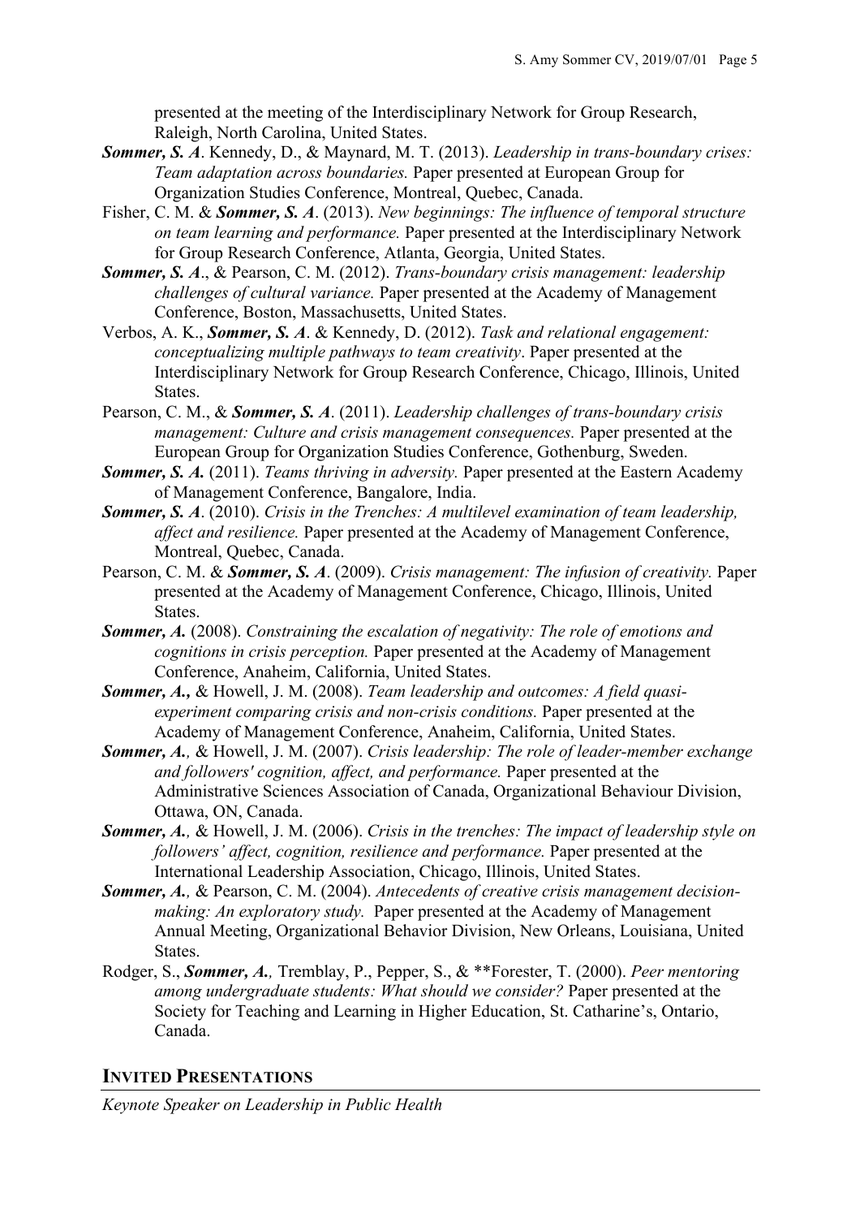presented at the meeting of the Interdisciplinary Network for Group Research, Raleigh, North Carolina, United States.

***Sommer, S. A***. Kennedy, D., & Maynard, M. T. (2013). *Leadership in trans-boundary crises: Team adaptation across boundaries.* Paper presented at European Group for Organization Studies Conference, Montreal, Quebec, Canada.

Fisher, C. M. & ***Sommer, S. A***. (2013). *New beginnings: The influence of temporal structure on team learning and performance.* Paper presented at the Interdisciplinary Network for Group Research Conference, Atlanta, Georgia, United States.

***Sommer, S. A***., & Pearson, C. M. (2012). *Trans-boundary crisis management: leadership challenges of cultural variance.* Paper presented at the Academy of Management Conference, Boston, Massachusetts, United States.

Verbos, A. K., ***Sommer, S. A***. & Kennedy, D. (2012). *Task and relational engagement: conceptualizing multiple pathways to team creativity*. Paper presented at the Interdisciplinary Network for Group Research Conference, Chicago, Illinois, United States.

Pearson, C. M., & ***Sommer, S. A***. (2011). *Leadership challenges of trans-boundary crisis management: Culture and crisis management consequences.* Paper presented at the European Group for Organization Studies Conference, Gothenburg, Sweden.

***Sommer, S. A.*** (2011). *Teams thriving in adversity.* Paper presented at the Eastern Academy of Management Conference, Bangalore, India.

***Sommer, S. A***. (2010). *Crisis in the Trenches: A multilevel examination of team leadership, affect and resilience.* Paper presented at the Academy of Management Conference, Montreal, Quebec, Canada.

Pearson, C. M. & ***Sommer, S. A***. (2009). *Crisis management: The infusion of creativity.* Paper presented at the Academy of Management Conference, Chicago, Illinois, United States.

***Sommer, A.*** (2008). *Constraining the escalation of negativity: The role of emotions and cognitions in crisis perception.* Paper presented at the Academy of Management Conference, Anaheim, California, United States.

***Sommer, A.,*** & Howell, J. M. (2008). *Team leadership and outcomes: A field quasi-experiment comparing crisis and non-crisis conditions.* Paper presented at the Academy of Management Conference, Anaheim, California, United States.

***Sommer, A.,*** & Howell, J. M. (2007). *Crisis leadership: The role of leader-member exchange and followers' cognition, affect, and performance.* Paper presented at the Administrative Sciences Association of Canada, Organizational Behaviour Division, Ottawa, ON, Canada.

***Sommer, A.,*** & Howell, J. M. (2006). *Crisis in the trenches: The impact of leadership style on followers' affect, cognition, resilience and performance.* Paper presented at the International Leadership Association, Chicago, Illinois, United States.

***Sommer, A.,*** & Pearson, C. M. (2004). *Antecedents of creative crisis management decision-making: An exploratory study.* Paper presented at the Academy of Management Annual Meeting, Organizational Behavior Division, New Orleans, Louisiana, United States.

Rodger, S., ***Sommer, A.,*** Tremblay, P., Pepper, S., & **Forester, T. (2000). *Peer mentoring among undergraduate students: What should we consider?* Paper presented at the Society for Teaching and Learning in Higher Education, St. Catharine's, Ontario, Canada.

## Invited Presentations

*Keynote Speaker on Leadership in Public Health*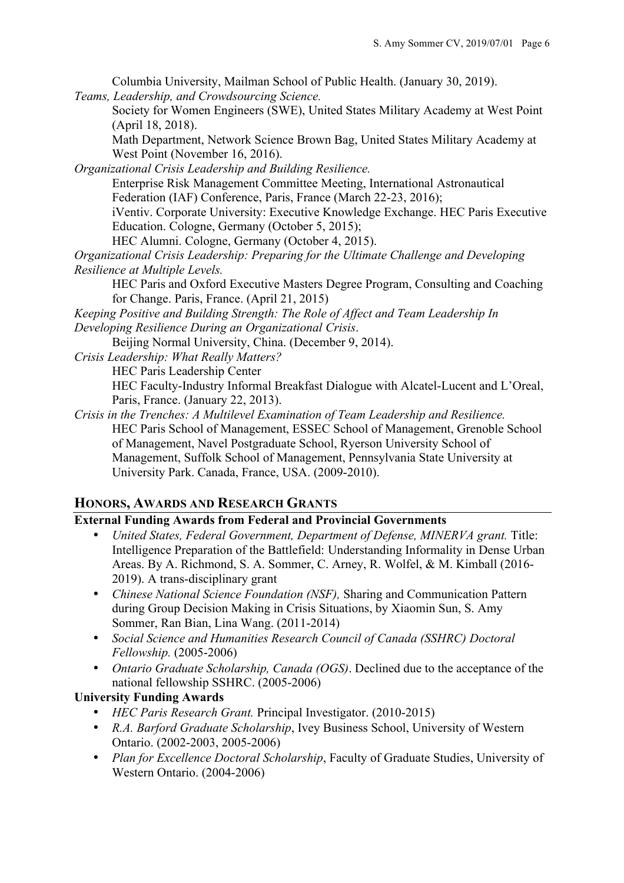Columbia University, Mailman School of Public Health. (January 30, 2019).

*Teams, Leadership, and Crowdsourcing Science.*

Society for Women Engineers (SWE), United States Military Academy at West Point (April 18, 2018).

Math Department, Network Science Brown Bag, United States Military Academy at West Point (November 16, 2016).

*Organizational Crisis Leadership and Building Resilience.*

Enterprise Risk Management Committee Meeting, International Astronautical Federation (IAF) Conference, Paris, France (March 22-23, 2016);

iVentiv. Corporate University: Executive Knowledge Exchange. HEC Paris Executive Education. Cologne, Germany (October 5, 2015);

HEC Alumni. Cologne, Germany (October 4, 2015).

*Organizational Crisis Leadership: Preparing for the Ultimate Challenge and Developing Resilience at Multiple Levels.*

HEC Paris and Oxford Executive Masters Degree Program, Consulting and Coaching for Change. Paris, France. (April 21, 2015)

*Keeping Positive and Building Strength: The Role of Affect and Team Leadership In Developing Resilience During an Organizational Crisis*.

Beijing Normal University, China. (December 9, 2014).

*Crisis Leadership: What Really Matters?*

HEC Paris Leadership Center

HEC Faculty-Industry Informal Breakfast Dialogue with Alcatel-Lucent and L'Oreal, Paris, France. (January 22, 2013).

*Crisis in the Trenches: A Multilevel Examination of Team Leadership and Resilience.*

HEC Paris School of Management, ESSEC School of Management, Grenoble School of Management, Navel Postgraduate School, Ryerson University School of Management, Suffolk School of Management, Pennsylvania State University at University Park. Canada, France, USA. (2009-2010).

## HONORS, AWARDS AND RESEARCH GRANTS

**External Funding Awards from Federal and Provincial Governments**

- *United States, Federal Government, Department of Defense, MINERVA grant.* Title: Intelligence Preparation of the Battlefield: Understanding Informality in Dense Urban Areas. By A. Richmond, S. A. Sommer, C. Arney, R. Wolfel, & M. Kimball (2016-2019). A trans-disciplinary grant
- *Chinese National Science Foundation (NSF),* Sharing and Communication Pattern during Group Decision Making in Crisis Situations, by Xiaomin Sun, S. Amy Sommer, Ran Bian, Lina Wang. (2011-2014)
- *Social Science and Humanities Research Council of Canada (SSHRC) Doctoral Fellowship.* (2005-2006)
- *Ontario Graduate Scholarship, Canada (OGS)*. Declined due to the acceptance of the national fellowship SSHRC. (2005-2006)

**University Funding Awards**

- *HEC Paris Research Grant.* Principal Investigator. (2010-2015)
- *R.A. Barford Graduate Scholarship*, Ivey Business School, University of Western Ontario. (2002-2003, 2005-2006)
- *Plan for Excellence Doctoral Scholarship*, Faculty of Graduate Studies, University of Western Ontario. (2004-2006)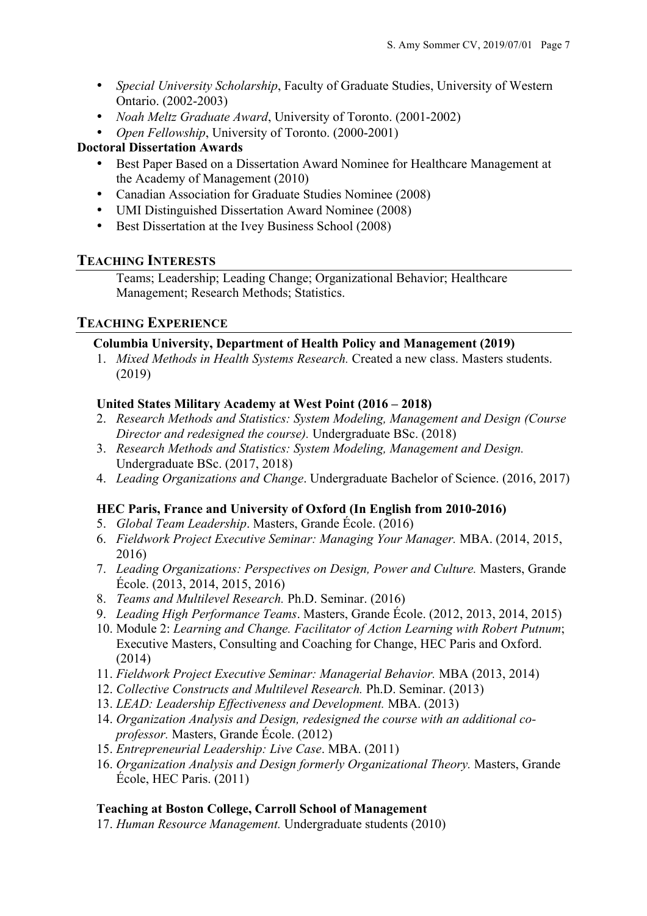- *Special University Scholarship*, Faculty of Graduate Studies, University of Western Ontario. (2002-2003)
- *Noah Meltz Graduate Award*, University of Toronto. (2001-2002)
- *Open Fellowship*, University of Toronto. (2000-2001)

**Doctoral Dissertation Awards**

- Best Paper Based on a Dissertation Award Nominee for Healthcare Management at the Academy of Management (2010)
- Canadian Association for Graduate Studies Nominee (2008)
- UMI Distinguished Dissertation Award Nominee (2008)
- Best Dissertation at the Ivey Business School (2008)

## TEACHING INTERESTS

Teams; Leadership; Leading Change; Organizational Behavior; Healthcare Management; Research Methods; Statistics.

## TEACHING EXPERIENCE

**Columbia University, Department of Health Policy and Management (2019)**

1. *Mixed Methods in Health Systems Research.* Created a new class. Masters students. (2019)

**United States Military Academy at West Point (2016 – 2018)**

2. *Research Methods and Statistics: System Modeling, Management and Design (Course Director and redesigned the course).* Undergraduate BSc. (2018)
3. *Research Methods and Statistics: System Modeling, Management and Design.* Undergraduate BSc. (2017, 2018)
4. *Leading Organizations and Change*. Undergraduate Bachelor of Science. (2016, 2017)

**HEC Paris, France and University of Oxford (In English from 2010-2016)**

5. *Global Team Leadership*. Masters, Grande École. (2016)
6. *Fieldwork Project Executive Seminar: Managing Your Manager.* MBA. (2014, 2015, 2016)
7. *Leading Organizations: Perspectives on Design, Power and Culture.* Masters, Grande École. (2013, 2014, 2015, 2016)
8. *Teams and Multilevel Research.* Ph.D. Seminar. (2016)
9. *Leading High Performance Teams*. Masters, Grande École. (2012, 2013, 2014, 2015)
10. Module 2: *Learning and Change. Facilitator of Action Learning with Robert Putnum*; Executive Masters, Consulting and Coaching for Change, HEC Paris and Oxford. (2014)
11. *Fieldwork Project Executive Seminar: Managerial Behavior.* MBA (2013, 2014)
12. *Collective Constructs and Multilevel Research.* Ph.D. Seminar. (2013)
13. *LEAD: Leadership Effectiveness and Development.* MBA. (2013)
14. *Organization Analysis and Design, redesigned the course with an additional co-professor.* Masters, Grande École. (2012)
15. *Entrepreneurial Leadership: Live Case*. MBA. (2011)
16. *Organization Analysis and Design formerly Organizational Theory.* Masters, Grande École, HEC Paris. (2011)

**Teaching at Boston College, Carroll School of Management**

17. *Human Resource Management.* Undergraduate students (2010)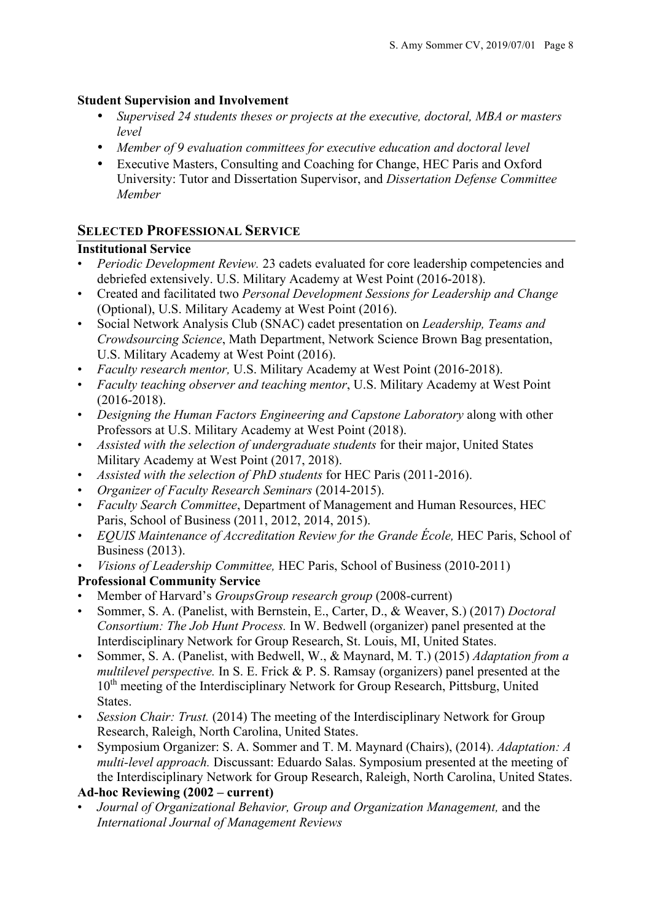**Student Supervision and Involvement**

- *Supervised 24 students theses or projects at the executive, doctoral, MBA or masters level*
- *Member of 9 evaluation committees for executive education and doctoral level*
- Executive Masters, Consulting and Coaching for Change, HEC Paris and Oxford University: Tutor and Dissertation Supervisor, and *Dissertation Defense Committee Member*

## SELECTED PROFESSIONAL SERVICE

**Institutional Service**

- *Periodic Development Review.* 23 cadets evaluated for core leadership competencies and debriefed extensively. U.S. Military Academy at West Point (2016-2018).
- Created and facilitated two *Personal Development Sessions for Leadership and Change* (Optional), U.S. Military Academy at West Point (2016).
- Social Network Analysis Club (SNAC) cadet presentation on *Leadership, Teams and Crowdsourcing Science*, Math Department, Network Science Brown Bag presentation, U.S. Military Academy at West Point (2016).
- *Faculty research mentor,* U.S. Military Academy at West Point (2016-2018).
- *Faculty teaching observer and teaching mentor*, U.S. Military Academy at West Point (2016-2018).
- *Designing the Human Factors Engineering and Capstone Laboratory* along with other Professors at U.S. Military Academy at West Point (2018).
- *Assisted with the selection of undergraduate students* for their major, United States Military Academy at West Point (2017, 2018).
- *Assisted with the selection of PhD students* for HEC Paris (2011-2016).
- *Organizer of Faculty Research Seminars* (2014-2015).
- *Faculty Search Committee*, Department of Management and Human Resources, HEC Paris, School of Business (2011, 2012, 2014, 2015).
- *EQUIS Maintenance of Accreditation Review for the Grande École,* HEC Paris, School of Business (2013).
- *Visions of Leadership Committee,* HEC Paris, School of Business (2010-2011)

**Professional Community Service**

- Member of Harvard's *GroupsGroup research group* (2008-current)
- Sommer, S. A. (Panelist, with Bernstein, E., Carter, D., & Weaver, S.) (2017) *Doctoral Consortium: The Job Hunt Process.* In W. Bedwell (organizer) panel presented at the Interdisciplinary Network for Group Research, St. Louis, MI, United States.
- Sommer, S. A. (Panelist, with Bedwell, W., & Maynard, M. T.) (2015) *Adaptation from a multilevel perspective.* In S. E. Frick & P. S. Ramsay (organizers) panel presented at the 10th meeting of the Interdisciplinary Network for Group Research, Pittsburg, United States.
- *Session Chair: Trust.* (2014) The meeting of the Interdisciplinary Network for Group Research, Raleigh, North Carolina, United States.
- Symposium Organizer: S. A. Sommer and T. M. Maynard (Chairs), (2014). *Adaptation: A multi-level approach.* Discussant: Eduardo Salas. Symposium presented at the meeting of the Interdisciplinary Network for Group Research, Raleigh, North Carolina, United States.

**Ad-hoc Reviewing (2002 – current)**

- *Journal of Organizational Behavior, Group and Organization Management,* and the *International Journal of Management Reviews*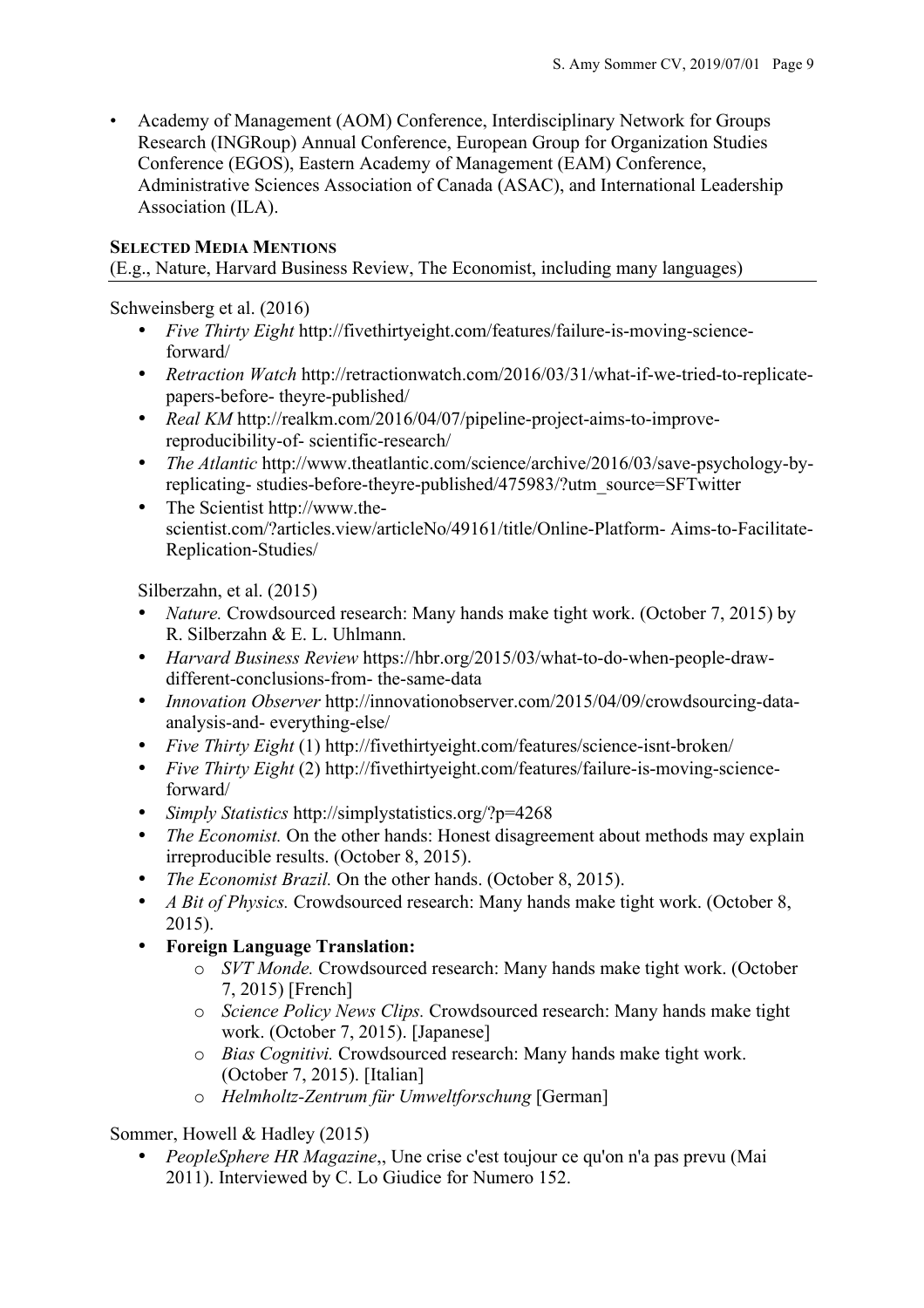- Academy of Management (AOM) Conference, Interdisciplinary Network for Groups Research (INGRoup) Annual Conference, European Group for Organization Studies Conference (EGOS), Eastern Academy of Management (EAM) Conference, Administrative Sciences Association of Canada (ASAC), and International Leadership Association (ILA).

**SELECTED MEDIA MENTIONS**

(E.g., Nature, Harvard Business Review, The Economist, including many languages)

Schweinsberg et al. (2016)

- *Five Thirty Eight* http://fivethirtyeight.com/features/failure-is-moving-science-forward/
- *Retraction Watch* http://retractionwatch.com/2016/03/31/what-if-we-tried-to-replicate-papers-before- theyre-published/
- *Real KM* http://realkm.com/2016/04/07/pipeline-project-aims-to-improve-reproducibility-of- scientific-research/
- *The Atlantic* http://www.theatlantic.com/science/archive/2016/03/save-psychology-by-replicating- studies-before-theyre-published/475983/?utm_source=SFTwitter
- The Scientist http://www.the-scientist.com/?articles.view/articleNo/49161/title/Online-Platform- Aims-to-Facilitate-Replication-Studies/

Silberzahn, et al. (2015)

- *Nature.* Crowdsourced research: Many hands make tight work. (October 7, 2015) by R. Silberzahn & E. L. Uhlmann.
- *Harvard Business Review* https://hbr.org/2015/03/what-to-do-when-people-draw-different-conclusions-from- the-same-data
- *Innovation Observer* http://innovationobserver.com/2015/04/09/crowdsourcing-data-analysis-and- everything-else/
- *Five Thirty Eight* (1) http://fivethirtyeight.com/features/science-isnt-broken/
- *Five Thirty Eight* (2) http://fivethirtyeight.com/features/failure-is-moving-science-forward/
- *Simply Statistics* http://simplystatistics.org/?p=4268
- *The Economist.* On the other hands: Honest disagreement about methods may explain irreproducible results. (October 8, 2015).
- *The Economist Brazil.* On the other hands. (October 8, 2015).
- *A Bit of Physics.* Crowdsourced research: Many hands make tight work. (October 8, 2015).
- **Foreign Language Translation:**
  - *SVT Monde.* Crowdsourced research: Many hands make tight work. (October 7, 2015) [French]
  - *Science Policy News Clips.* Crowdsourced research: Many hands make tight work. (October 7, 2015). [Japanese]
  - *Bias Cognitivi.* Crowdsourced research: Many hands make tight work. (October 7, 2015). [Italian]
  - *Helmholtz-Zentrum für Umweltforschung* [German]

Sommer, Howell & Hadley (2015)

- *PeopleSphere HR Magazine*,, Une crise c'est toujour ce qu'on n'a pas prevu (Mai 2011). Interviewed by C. Lo Giudice for Numero 152.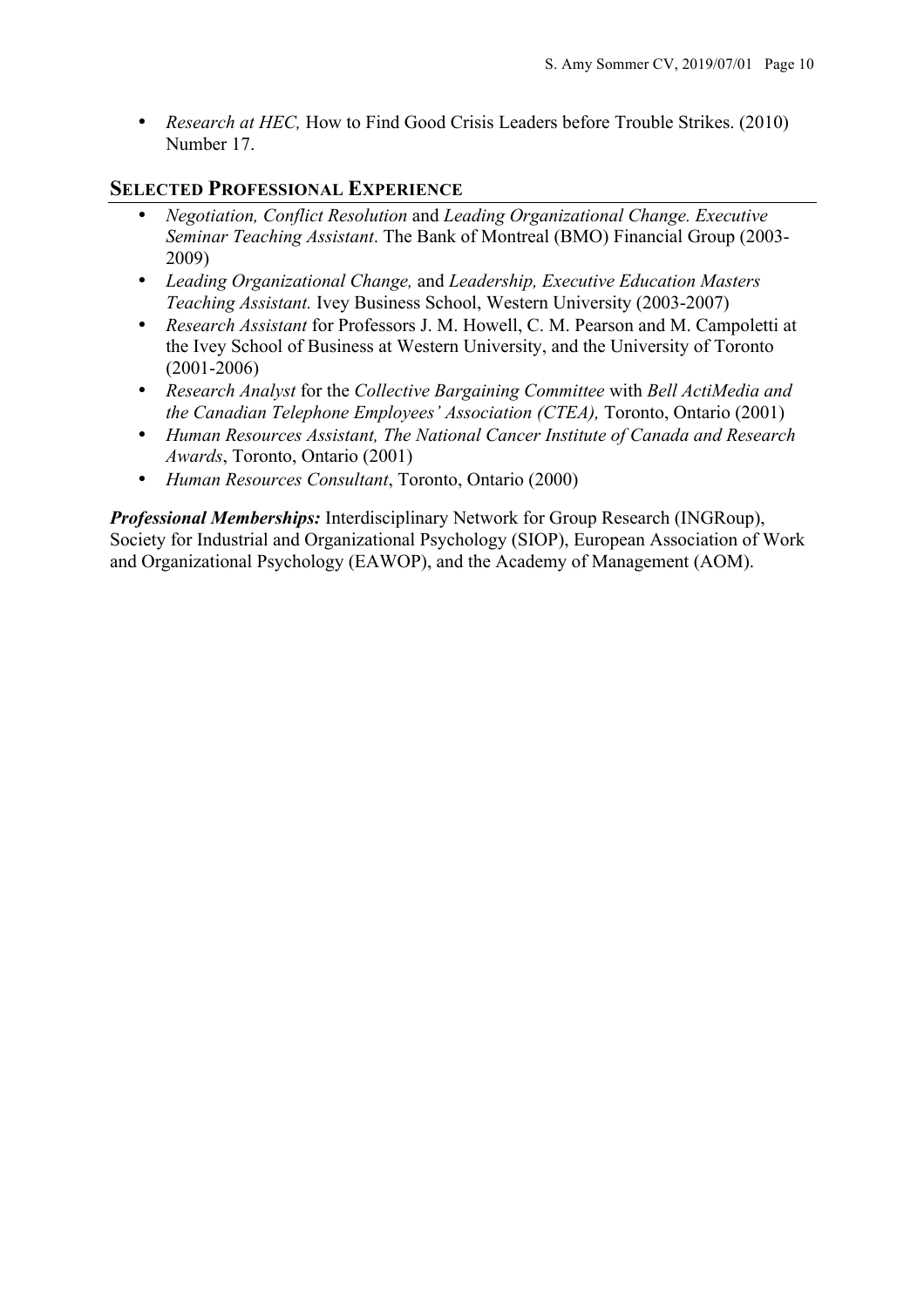- *Research at HEC,* How to Find Good Crisis Leaders before Trouble Strikes. (2010) Number 17.

## SELECTED PROFESSIONAL EXPERIENCE

- *Negotiation, Conflict Resolution* and *Leading Organizational Change. Executive Seminar Teaching Assistant*. The Bank of Montreal (BMO) Financial Group (2003-2009)
- *Leading Organizational Change,* and *Leadership, Executive Education Masters Teaching Assistant.* Ivey Business School, Western University (2003-2007)
- *Research Assistant* for Professors J. M. Howell, C. M. Pearson and M. Campoletti at the Ivey School of Business at Western University, and the University of Toronto (2001-2006)
- *Research Analyst* for the *Collective Bargaining Committee* with *Bell ActiMedia and the Canadian Telephone Employees' Association (CTEA),* Toronto, Ontario (2001)
- *Human Resources Assistant, The National Cancer Institute of Canada and Research Awards*, Toronto, Ontario (2001)
- *Human Resources Consultant*, Toronto, Ontario (2000)

***Professional Memberships:*** Interdisciplinary Network for Group Research (INGRoup), Society for Industrial and Organizational Psychology (SIOP), European Association of Work and Organizational Psychology (EAWOP), and the Academy of Management (AOM).